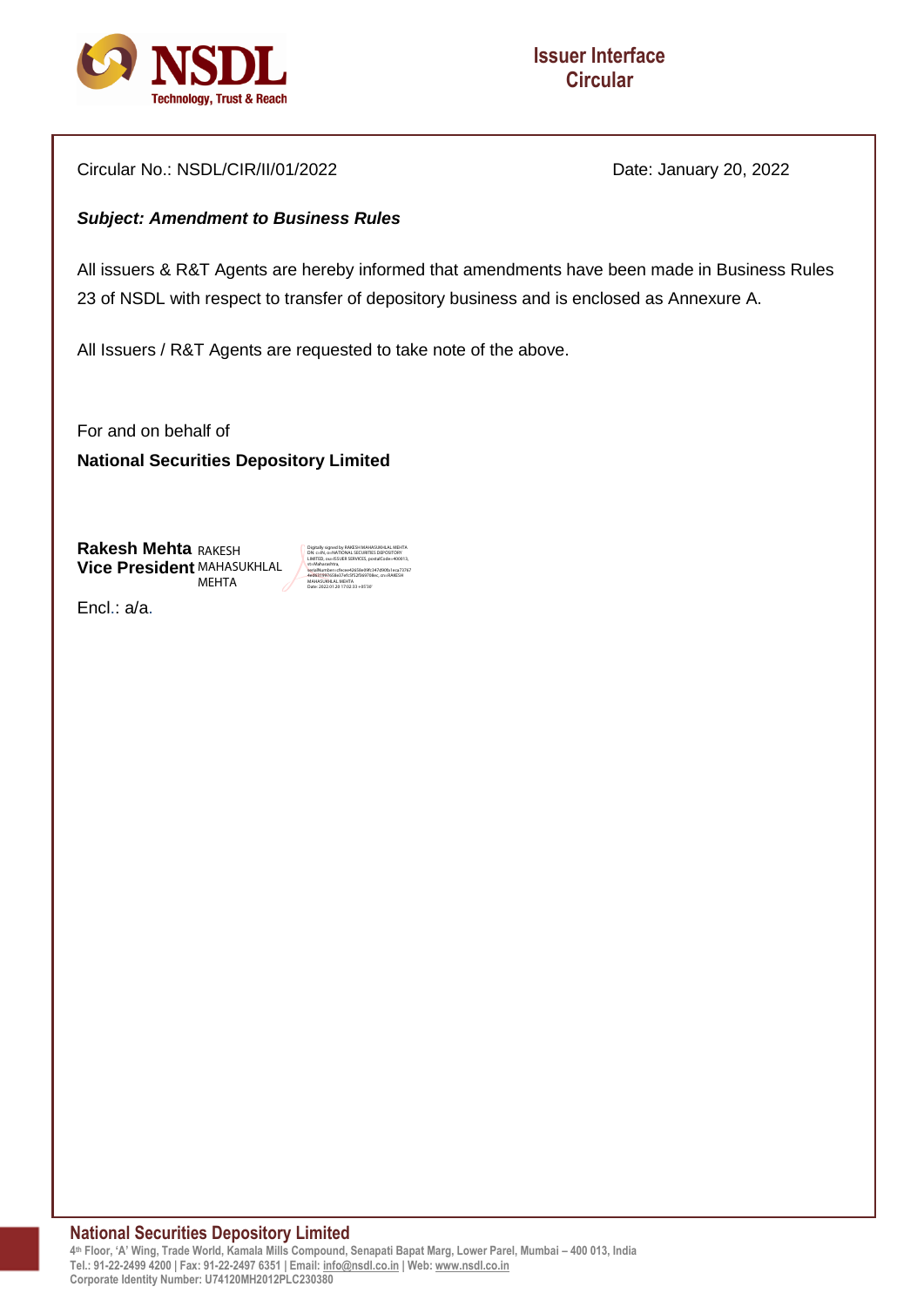# Issuer Interface Circular

Circular No.: NSDL/CIR/II/01/2022 Date: January 20, 2022

***Subject: Amendment to Business Rules***

All issuers & R&T Agents are hereby informed that amendments have been made in Business Rules 23 of NSDL with respect to transfer of depository business and is enclosed as Annexure A.

All Issuers / R&T Agents are requested to take note of the above.

For and on behalf of

**National Securities Depository Limited**

**Rakesh Mehta**
**Vice President**

RAKESH MAHASUKHLAL MEHTA

Digitally signed by RAKESH MAHASUKHLAL MEHTA
Date: 2022.01.20 17:02:33 +05'30'

Encl.: a/a.

**National Securities Depository Limited**
4th Floor, 'A' Wing, Trade World, Kamala Mills Compound, Senapati Bapat Marg, Lower Parel, Mumbai – 400 013, India
Tel.: 91-22-2499 4200 | Fax: 91-22-2497 6351 | Email: info@nsdl.co.in | Web: www.nsdl.co.in
Corporate Identity Number: U74120MH2012PLC230380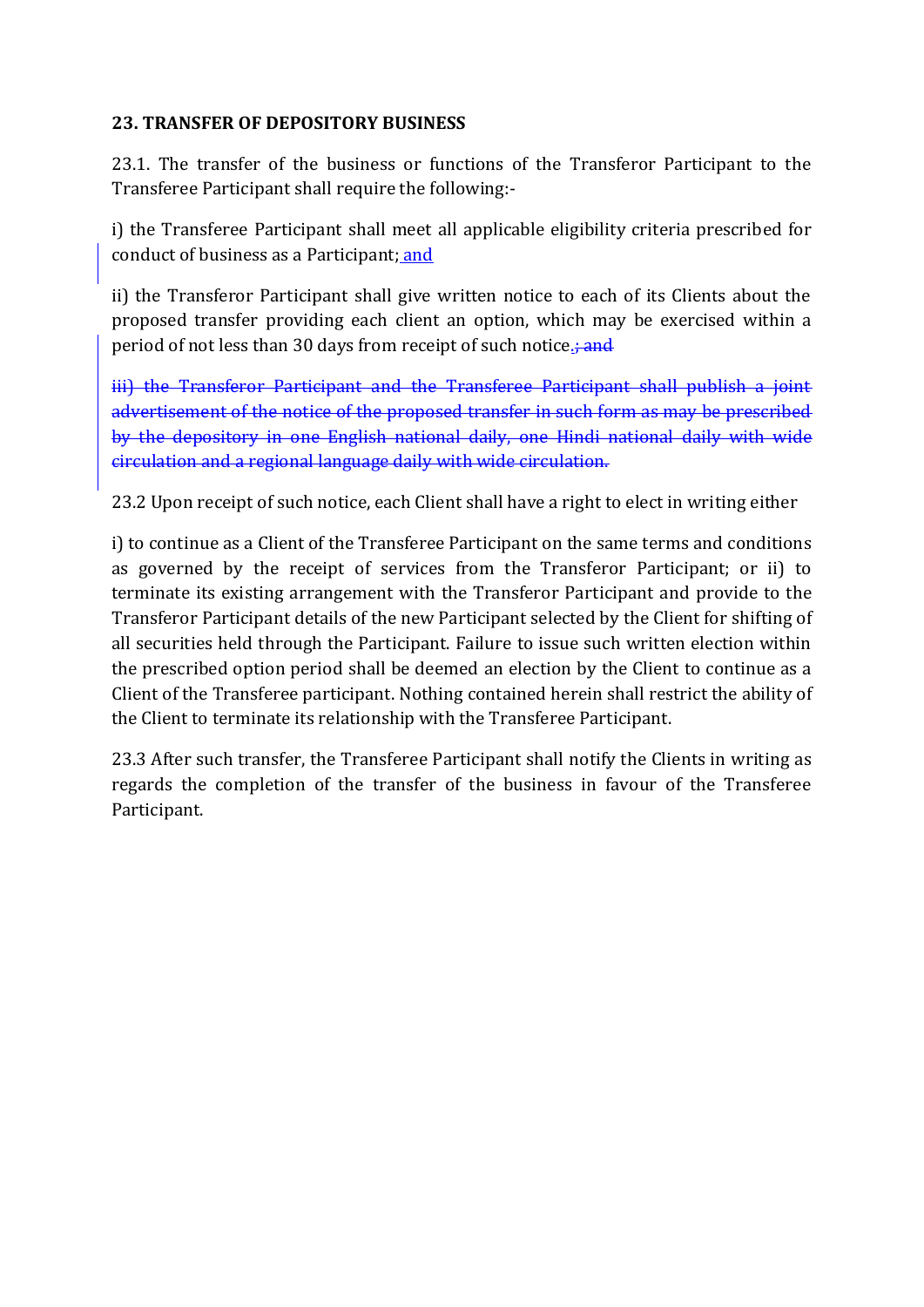**23. TRANSFER OF DEPOSITORY BUSINESS**

23.1. The transfer of the business or functions of the Transferor Participant to the Transferee Participant shall require the following:-

i) the Transferee Participant shall meet all applicable eligibility criteria prescribed for conduct of business as a Participant; and

ii) the Transferor Participant shall give written notice to each of its Clients about the proposed transfer providing each client an option, which may be exercised within a period of not less than 30 days from receipt of such notice.~~; and~~

~~iii) the Transferor Participant and the Transferee Participant shall publish a joint advertisement of the notice of the proposed transfer in such form as may be prescribed by the depository in one English national daily, one Hindi national daily with wide circulation and a regional language daily with wide circulation.~~

23.2 Upon receipt of such notice, each Client shall have a right to elect in writing either

i) to continue as a Client of the Transferee Participant on the same terms and conditions as governed by the receipt of services from the Transferor Participant; or ii) to terminate its existing arrangement with the Transferor Participant and provide to the Transferor Participant details of the new Participant selected by the Client for shifting of all securities held through the Participant. Failure to issue such written election within the prescribed option period shall be deemed an election by the Client to continue as a Client of the Transferee participant. Nothing contained herein shall restrict the ability of the Client to terminate its relationship with the Transferee Participant.

23.3 After such transfer, the Transferee Participant shall notify the Clients in writing as regards the completion of the transfer of the business in favour of the Transferee Participant.